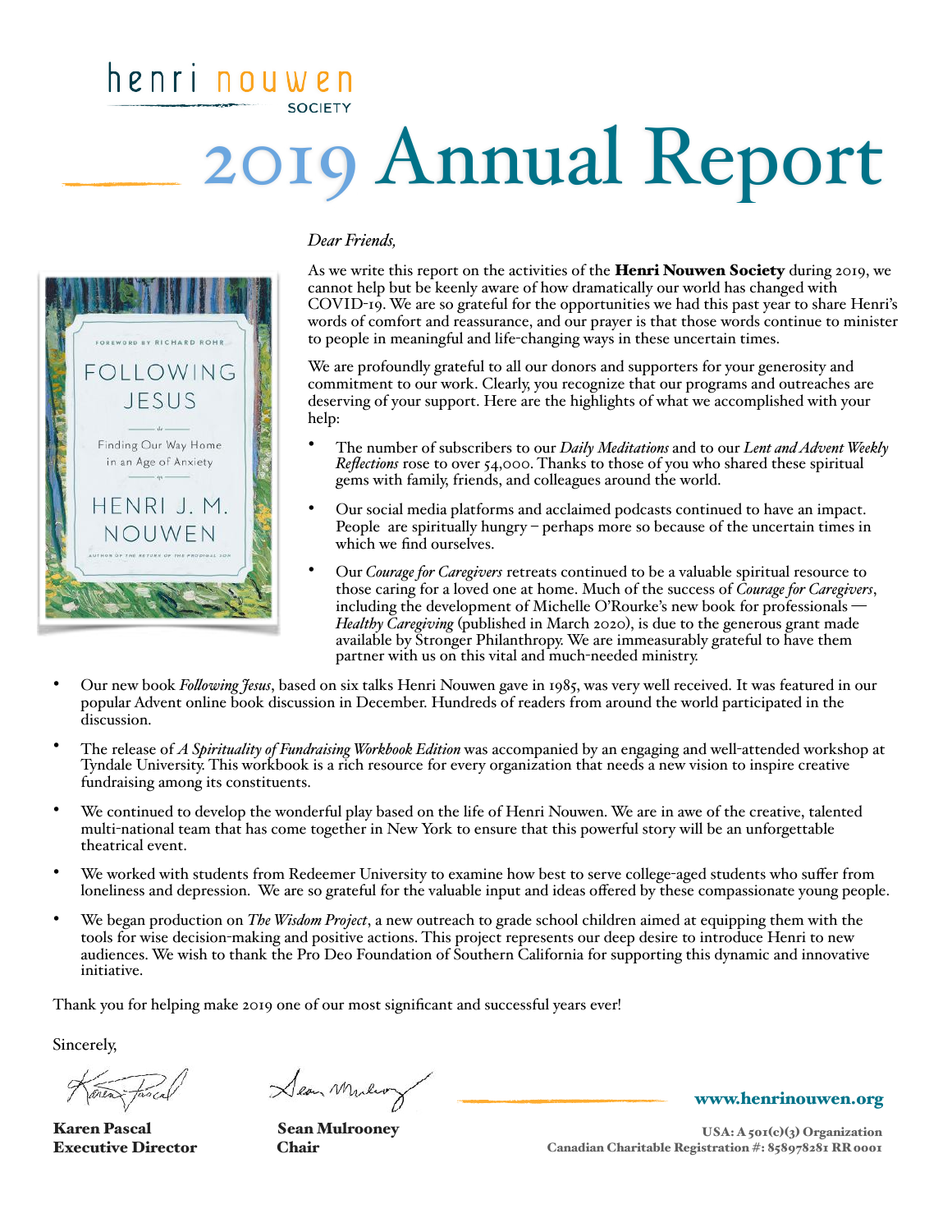henri nouwen SOCIETY

# 2019 Annual Report

*Dear Friends,*

As we write this report on the activities of the **Henri Nouwen Society** during 2019, we cannot help but be keenly aware of how dramatically our world has changed with COVID-19. We are so grateful for the opportunities we had this past year to share Henri's words of comfort and reassurance, and our prayer is that those words continue to minister to people in meaningful and life-changing ways in these uncertain times.

We are profoundly grateful to all our donors and supporters for your generosity and commitment to our work. Clearly, you recognize that our programs and outreaches are deserving of your support. Here are the highlights of what we accomplished with your help:

- The number of subscribers to our *Daily Meditations* and to our *Lent and Advent Weekly Reflections* rose to over 54,000. Thanks to those of you who shared these spiritual gems with family, friends, and colleagues around the world.
- Our social media platforms and acclaimed podcasts continued to have an impact. People are spiritually hungry – perhaps more so because of the uncertain times in which we find ourselves.
- Our *Courage for Caregivers* retreats continued to be a valuable spiritual resource to those caring for a loved one at home. Much of the success of *Courage for Caregivers*, including the development of Michelle O'Rourke's new book for professionals — *Healthy Caregiving* (published in March 2020), is due to the generous grant made available by Stronger Philanthropy. We are immeasurably grateful to have them partner with us on this vital and much-needed ministry.
- Our new book *Following Jesus*, based on six talks Henri Nouwen gave in 1985, was very well received. It was featured in our popular Advent online book discussion in December. Hundreds of readers from around the world participated in the discussion.
- The release of *A Spirituality of Fundraising Workbook Edition* was accompanied by an engaging and well-attended workshop at Tyndale University. This workbook is a rich resource for every organization that needs a new vision to inspire creative fundraising among its constituents.
- We continued to develop the wonderful play based on the life of Henri Nouwen. We are in awe of the creative, talented multi-national team that has come together in New York to ensure that this powerful story will be an unforgettable theatrical event.
- We worked with students from Redeemer University to examine how best to serve college-aged students who suffer from loneliness and depression. We are so grateful for the valuable input and ideas offered by these compassionate young people.
- We began production on *The Wisdom Project*, a new outreach to grade school children aimed at equipping them with the tools for wise decision-making and positive actions. This project represents our deep desire to introduce Henri to new audiences. We wish to thank the Pro Deo Foundation of Southern California for supporting this dynamic and innovative initiative.

Thank you for helping make 2019 one of our most significant and successful years ever!

Sincerely,

**Karen Pascal**
**Executive Director**

**Sean Mulrooney**
**Chair**

**www.henrinouwen.org**

**USA: A 501(c)(3) Organization**
**Canadian Charitable Registration #: 858978281 RR 0001**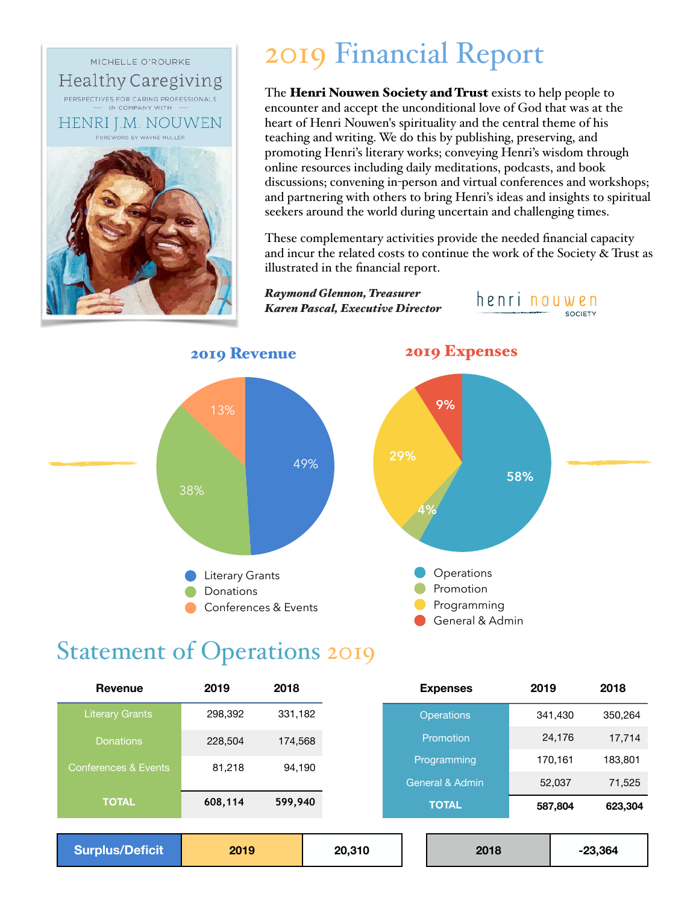MICHELLE O'ROURKE
Healthy Caregiving
PERSPECTIVES FOR CARING PROFESSIONALS
— IN COMPANY WITH —
HENRI J.M. NOUWEN
FOREWORD BY WAYNE MULLER

# 2019 Financial Report

The **Henri Nouwen Society and Trust** exists to help people to encounter and accept the unconditional love of God that was at the heart of Henri Nouwen's spirituality and the central theme of his teaching and writing. We do this by publishing, preserving, and promoting Henri's literary works; conveying Henri's wisdom through online resources including daily meditations, podcasts, and book discussions; convening in-person and virtual conferences and workshops; and partnering with others to bring Henri's ideas and insights to spiritual seekers around the world during uncertain and challenging times.

These complementary activities provide the needed financial capacity and incur the related costs to continue the work of the Society & Trust as illustrated in the financial report.

***Raymond Glennon, Treasurer***
***Karen Pascal, Executive Director***

henri nouwen SOCIETY

## 2019 Revenue

49%
38%
13%

Literary Grants
Donations
Conferences & Events

## 2019 Expenses

58%
29%
9%
4%

Operations
Promotion
Programming
General & Admin

# Statement of Operations 2019

| Revenue | 2019 | 2018 |
|---|---|---|
| Literary Grants | 298,392 | 331,182 |
| Donations | 228,504 | 174,568 |
| Conferences & Events | 81,218 | 94,190 |
| **TOTAL** | **608,114** | **599,940** |

| Expenses | 2019 | 2018 |
|---|---|---|
| Operations | 341,430 | 350,264 |
| Promotion | 24,176 | 17,714 |
| Programming | 170,161 | 183,801 |
| General & Admin | 52,037 | 71,525 |
| **TOTAL** | **587,804** | **623,304** |

| | | | | |
|---|---|---|---|---|
| **Surplus/Deficit** | **2019** | **20,310** | **2018** | **-23,364** |